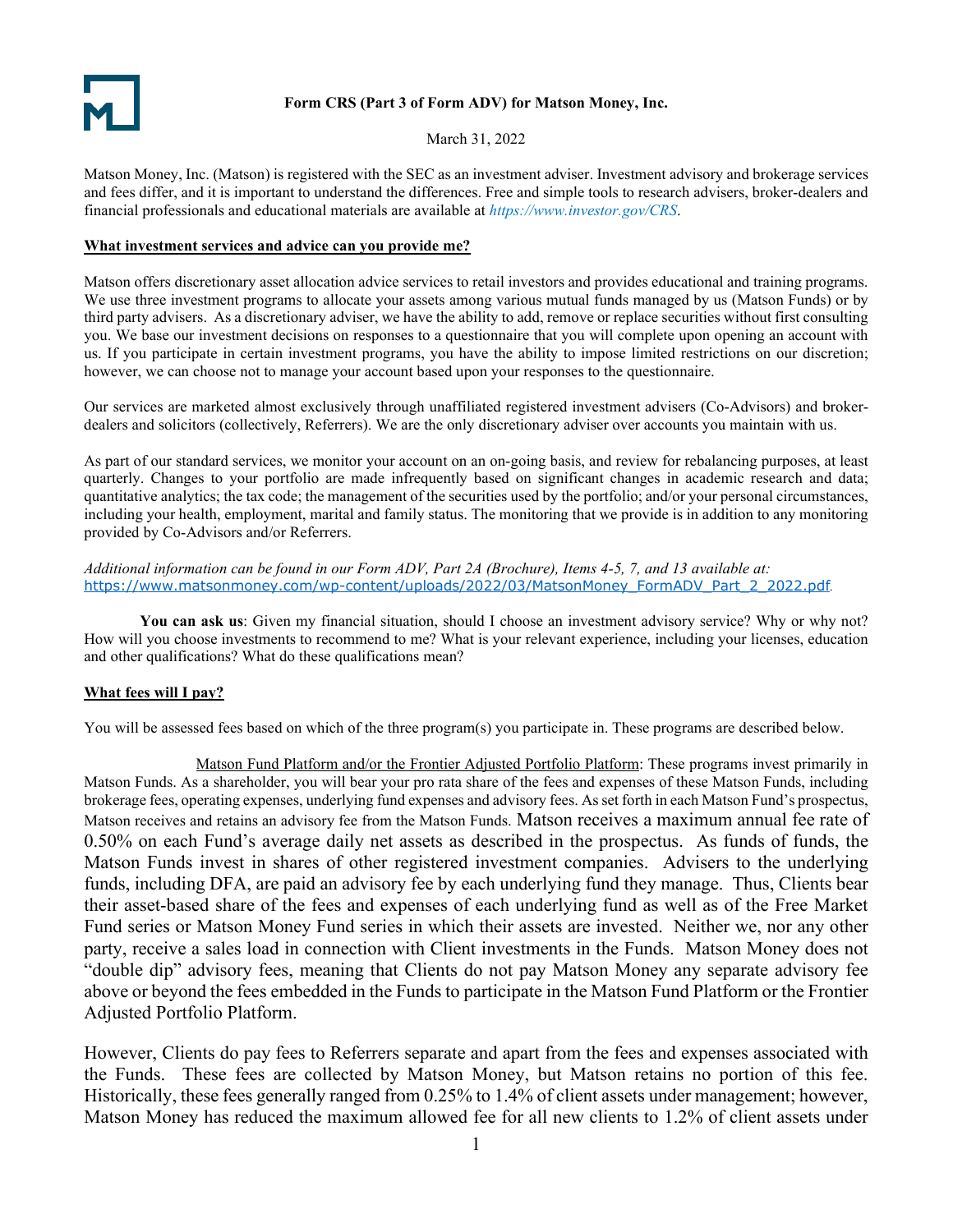**Form CRS (Part 3 of Form ADV) for Matson Money, Inc.**

March 31, 2022

Matson Money, Inc. (Matson) is registered with the SEC as an investment adviser. Investment advisory and brokerage services and fees differ, and it is important to understand the differences. Free and simple tools to research advisers, broker-dealers and financial professionals and educational materials are available at *https://www.investor.gov/CRS*.

**What investment services and advice can you provide me?**

Matson offers discretionary asset allocation advice services to retail investors and provides educational and training programs. We use three investment programs to allocate your assets among various mutual funds managed by us (Matson Funds) or by third party advisers. As a discretionary adviser, we have the ability to add, remove or replace securities without first consulting you. We base our investment decisions on responses to a questionnaire that you will complete upon opening an account with us. If you participate in certain investment programs, you have the ability to impose limited restrictions on our discretion; however, we can choose not to manage your account based upon your responses to the questionnaire.

Our services are marketed almost exclusively through unaffiliated registered investment advisers (Co-Advisors) and broker-dealers and solicitors (collectively, Referrers). We are the only discretionary adviser over accounts you maintain with us.

As part of our standard services, we monitor your account on an on-going basis, and review for rebalancing purposes, at least quarterly. Changes to your portfolio are made infrequently based on significant changes in academic research and data; quantitative analytics; the tax code; the management of the securities used by the portfolio; and/or your personal circumstances, including your health, employment, marital and family status. The monitoring that we provide is in addition to any monitoring provided by Co-Advisors and/or Referrers.

*Additional information can be found in our Form ADV, Part 2A (Brochure), Items 4-5, 7, and 13 available at:* https://www.matsonmoney.com/wp-content/uploads/2022/03/MatsonMoney_FormADV_Part_2_2022.pdf.

**You can ask us**: Given my financial situation, should I choose an investment advisory service? Why or why not? How will you choose investments to recommend to me? What is your relevant experience, including your licenses, education and other qualifications? What do these qualifications mean?

**What fees will I pay?**

You will be assessed fees based on which of the three program(s) you participate in. These programs are described below.

Matson Fund Platform and/or the Frontier Adjusted Portfolio Platform: These programs invest primarily in Matson Funds. As a shareholder, you will bear your pro rata share of the fees and expenses of these Matson Funds, including brokerage fees, operating expenses, underlying fund expenses and advisory fees. As set forth in each Matson Fund's prospectus, Matson receives and retains an advisory fee from the Matson Funds. Matson receives a maximum annual fee rate of 0.50% on each Fund's average daily net assets as described in the prospectus. As funds of funds, the Matson Funds invest in shares of other registered investment companies. Advisers to the underlying funds, including DFA, are paid an advisory fee by each underlying fund they manage. Thus, Clients bear their asset-based share of the fees and expenses of each underlying fund as well as of the Free Market Fund series or Matson Money Fund series in which their assets are invested. Neither we, nor any other party, receive a sales load in connection with Client investments in the Funds. Matson Money does not "double dip" advisory fees, meaning that Clients do not pay Matson Money any separate advisory fee above or beyond the fees embedded in the Funds to participate in the Matson Fund Platform or the Frontier Adjusted Portfolio Platform.

However, Clients do pay fees to Referrers separate and apart from the fees and expenses associated with the Funds. These fees are collected by Matson Money, but Matson retains no portion of this fee. Historically, these fees generally ranged from 0.25% to 1.4% of client assets under management; however, Matson Money has reduced the maximum allowed fee for all new clients to 1.2% of client assets under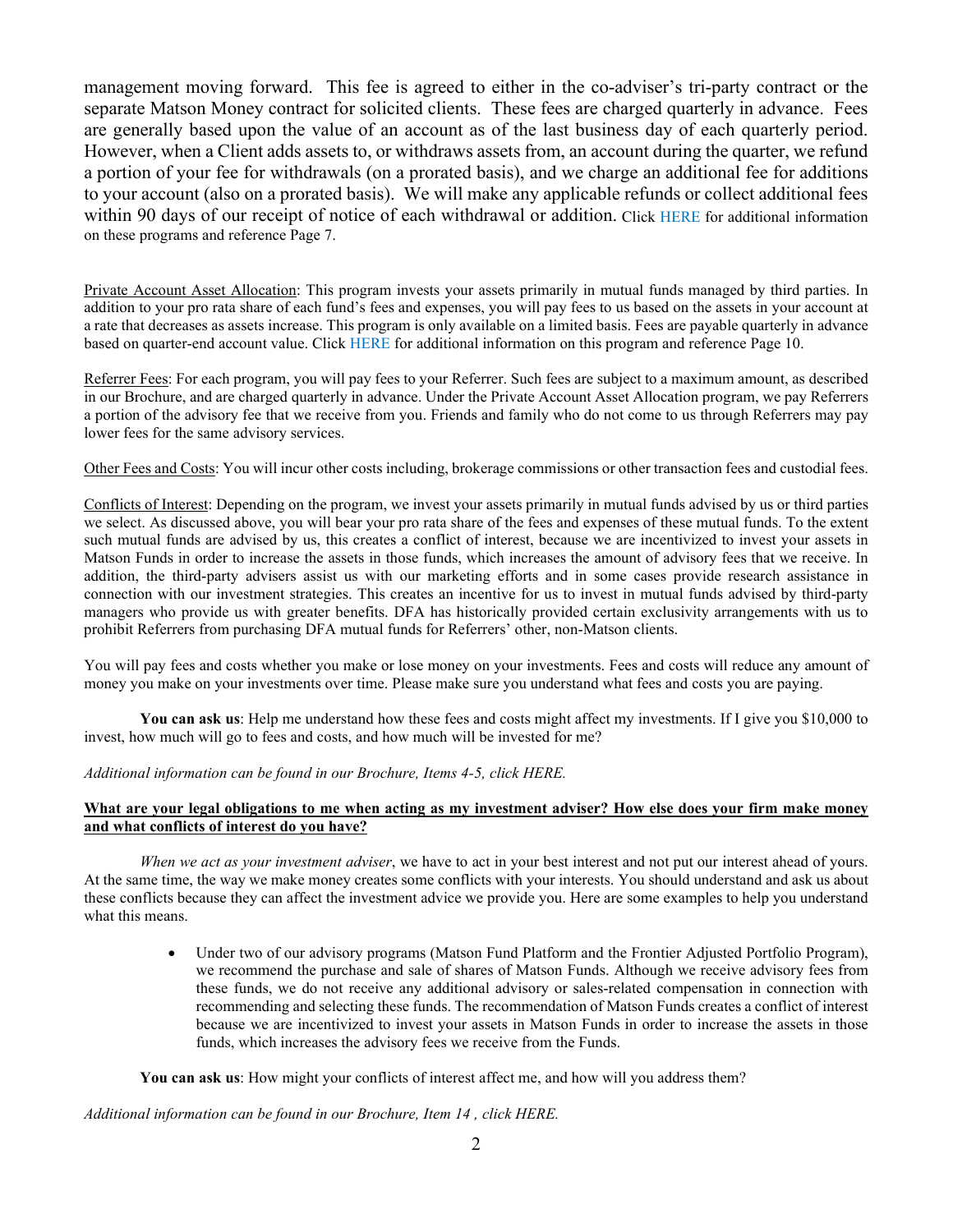management moving forward. This fee is agreed to either in the co-adviser's tri-party contract or the separate Matson Money contract for solicited clients. These fees are charged quarterly in advance. Fees are generally based upon the value of an account as of the last business day of each quarterly period. However, when a Client adds assets to, or withdraws assets from, an account during the quarter, we refund a portion of your fee for withdrawals (on a prorated basis), and we charge an additional fee for additions to your account (also on a prorated basis). We will make any applicable refunds or collect additional fees within 90 days of our receipt of notice of each withdrawal or addition. Click HERE for additional information on these programs and reference Page 7.

Private Account Asset Allocation: This program invests your assets primarily in mutual funds managed by third parties. In addition to your pro rata share of each fund's fees and expenses, you will pay fees to us based on the assets in your account at a rate that decreases as assets increase. This program is only available on a limited basis. Fees are payable quarterly in advance based on quarter-end account value. Click HERE for additional information on this program and reference Page 10.

Referrer Fees: For each program, you will pay fees to your Referrer. Such fees are subject to a maximum amount, as described in our Brochure, and are charged quarterly in advance. Under the Private Account Asset Allocation program, we pay Referrers a portion of the advisory fee that we receive from you. Friends and family who do not come to us through Referrers may pay lower fees for the same advisory services.

Other Fees and Costs: You will incur other costs including, brokerage commissions or other transaction fees and custodial fees.

Conflicts of Interest: Depending on the program, we invest your assets primarily in mutual funds advised by us or third parties we select. As discussed above, you will bear your pro rata share of the fees and expenses of these mutual funds. To the extent such mutual funds are advised by us, this creates a conflict of interest, because we are incentivized to invest your assets in Matson Funds in order to increase the assets in those funds, which increases the amount of advisory fees that we receive. In addition, the third-party advisers assist us with our marketing efforts and in some cases provide research assistance in connection with our investment strategies. This creates an incentive for us to invest in mutual funds advised by third-party managers who provide us with greater benefits. DFA has historically provided certain exclusivity arrangements with us to prohibit Referrers from purchasing DFA mutual funds for Referrers' other, non-Matson clients.

You will pay fees and costs whether you make or lose money on your investments. Fees and costs will reduce any amount of money you make on your investments over time. Please make sure you understand what fees and costs you are paying.

**You can ask us**: Help me understand how these fees and costs might affect my investments. If I give you $10,000 to invest, how much will go to fees and costs, and how much will be invested for me?

*Additional information can be found in our Brochure, Items 4-5, click HERE.*

**What are your legal obligations to me when acting as my investment adviser? How else does your firm make money and what conflicts of interest do you have?**

*When we act as your investment adviser*, we have to act in your best interest and not put our interest ahead of yours. At the same time, the way we make money creates some conflicts with your interests. You should understand and ask us about these conflicts because they can affect the investment advice we provide you. Here are some examples to help you understand what this means.

- Under two of our advisory programs (Matson Fund Platform and the Frontier Adjusted Portfolio Program), we recommend the purchase and sale of shares of Matson Funds. Although we receive advisory fees from these funds, we do not receive any additional advisory or sales-related compensation in connection with recommending and selecting these funds. The recommendation of Matson Funds creates a conflict of interest because we are incentivized to invest your assets in Matson Funds in order to increase the assets in those funds, which increases the advisory fees we receive from the Funds.

**You can ask us**: How might your conflicts of interest affect me, and how will you address them?

*Additional information can be found in our Brochure, Item 14 , click HERE.*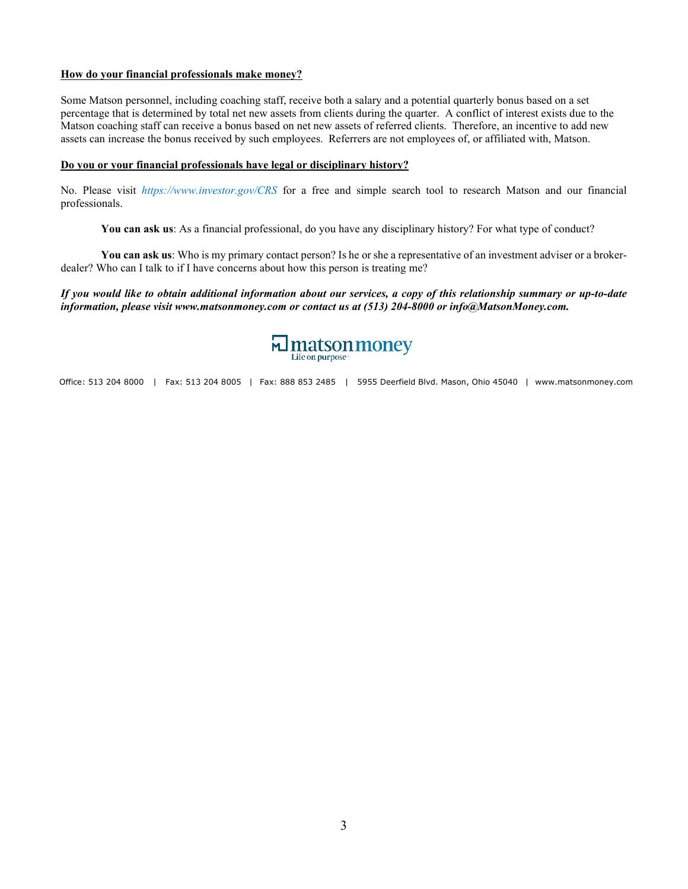**How do your financial professionals make money?**

Some Matson personnel, including coaching staff, receive both a salary and a potential quarterly bonus based on a set percentage that is determined by total net new assets from clients during the quarter. A conflict of interest exists due to the Matson coaching staff can receive a bonus based on net new assets of referred clients. Therefore, an incentive to add new assets can increase the bonus received by such employees. Referrers are not employees of, or affiliated with, Matson.

**Do you or your financial professionals have legal or disciplinary history?**

No. Please visit *https://www.investor.gov/CRS* for a free and simple search tool to research Matson and our financial professionals.

**You can ask us**: As a financial professional, do you have any disciplinary history? For what type of conduct?

**You can ask us**: Who is my primary contact person? Is he or she a representative of an investment adviser or a broker-dealer? Who can I talk to if I have concerns about how this person is treating me?

***If you would like to obtain additional information about our services, a copy of this relationship summary or up-to-date information, please visit www.matsonmoney.com or contact us at (513) 204-8000 or info@MatsonMoney.com.***

matsonmoney
Life on purpose

Office: 513 204 8000 | Fax: 513 204 8005 | Fax: 888 853 2485 | 5955 Deerfield Blvd. Mason, Ohio 45040 | www.matsonmoney.com